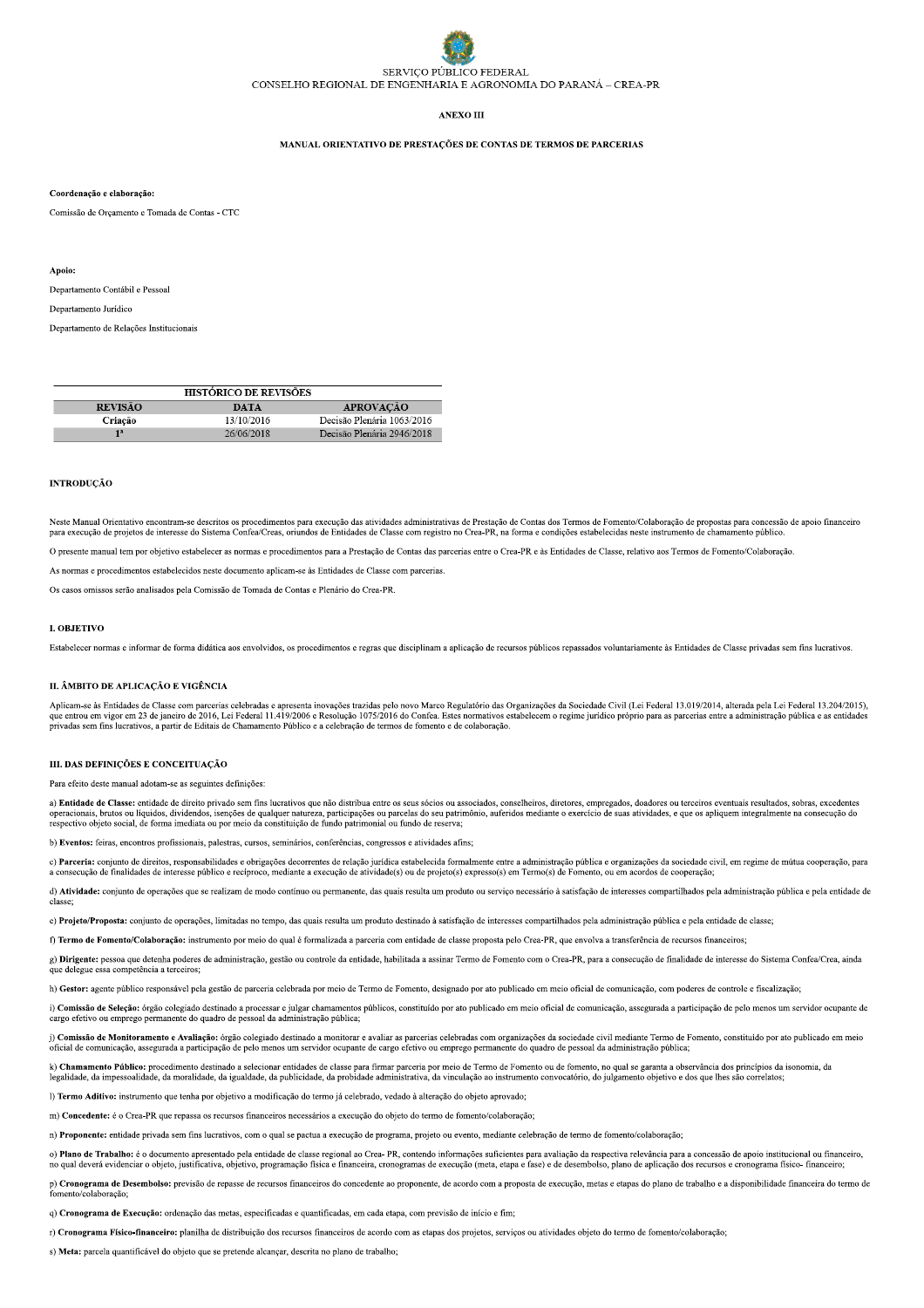SERVIÇO PÚBLICO FEDERAL
CONSELHO REGIONAL DE ENGENHARIA E AGRONOMIA DO PARANÁ – CREA-PR

# ANEXO III

## MANUAL ORIENTATIVO DE PRESTAÇÕES DE CONTAS DE TERMOS DE PARCERIAS

**Coordenação e elaboração:**

Comissão de Orçamento e Tomada de Contas - CTC

**Apoio:**

Departamento Contábil e Pessoal

Departamento Jurídico

Departamento de Relações Institucionais

| HISTÓRICO DE REVISÕES | | |
|---|---|---|
| **REVISÃO** | **DATA** | **APROVAÇÃO** |
| **Criação** | 13/10/2016 | Decisão Plenária 1063/2016 |
| **1ª** | 26/06/2018 | Decisão Plenária 2946/2018 |

### INTRODUÇÃO

Neste Manual Orientativo encontram-se descritos os procedimentos para execução das atividades administrativas de Prestação de Contas dos Termos de Fomento/Colaboração de propostas para concessão de apoio financeiro para execução de projetos de interesse do Sistema Confea/Creas, oriundos de Entidades de Classe com registro no Crea-PR, na forma e condições estabelecidas neste instrumento de chamamento público.

O presente manual tem por objetivo estabelecer as normas e procedimentos para a Prestação de Contas das parcerias entre o Crea-PR e às Entidades de Classe, relativo aos Termos de Fomento/Colaboração.

As normas e procedimentos estabelecidos neste documento aplicam-se às Entidades de Classe com parcerias.

Os casos omissos serão analisados pela Comissão de Tomada de Contas e Plenário do Crea-PR.

### I. OBJETIVO

Estabelecer normas e informar de forma didática aos envolvidos, os procedimentos e regras que disciplinam a aplicação de recursos públicos repassados voluntariamente às Entidades de Classe privadas sem fins lucrativos.

### II. ÂMBITO DE APLICAÇÃO E VIGÊNCIA

Aplicam-se às Entidades de Classe com parcerias celebradas e apresenta inovações trazidas pelo novo Marco Regulatório das Organizações da Sociedade Civil (Lei Federal 13.019/2014, alterada pela Lei Federal 13.204/2015), que entrou em vigor em 23 de janeiro de 2016, Lei Federal 11.419/2006 e Resolução 1075/2016 do Confea. Estes normativos estabelecem o regime jurídico próprio para as parcerias entre a administração pública e as entidades privadas sem fins lucrativos, a partir de Editais de Chamamento Público e a celebração de termos de fomento e de colaboração.

### III. DAS DEFINIÇÕES E CONCEITUAÇÃO

Para efeito deste manual adotam-se as seguintes definições:

a) **Entidade de Classe:** entidade de direito privado sem fins lucrativos que não distribua entre os seus sócios ou associados, conselheiros, diretores, empregados, doadores ou terceiros eventuais resultados, sobras, excedentes operacionais, brutos ou líquidos, dividendos, isenções de qualquer natureza, participações ou parcelas do seu patrimônio, auferidos mediante o exercício de suas atividades, e que os apliquem integralmente na consecução do respectivo objeto social, de forma imediata ou por meio da constituição de fundo patrimonial ou fundo de reserva;

b) **Eventos:** feiras, encontros profissionais, palestras, cursos, seminários, conferências, congressos e atividades afins;

c) **Parceria:** conjunto de direitos, responsabilidades e obrigações decorrentes de relação jurídica estabelecida formalmente entre a administração pública e organizações da sociedade civil, em regime de mútua cooperação, para a consecução de finalidades de interesse público e recíproco, mediante a execução de atividade(s) ou de projeto(s) expresso(s) em Termo(s) de Fomento, ou em acordos de cooperação;

d) **Atividade:** conjunto de operações que se realizam de modo contínuo ou permanente, das quais resulta um produto ou serviço necessário à satisfação de interesses compartilhados pela administração pública e pela entidade de classe;

e) **Projeto/Proposta:** conjunto de operações, limitadas no tempo, das quais resulta um produto destinado à satisfação de interesses compartilhados pela administração pública e pela entidade de classe;

f) **Termo de Fomento/Colaboração:** instrumento por meio do qual é formalizada a parceria com entidade de classe proposta pelo Crea-PR, que envolva a transferência de recursos financeiros;

g) **Dirigente:** pessoa que detenha poderes de administração, gestão ou controle da entidade, habilitada a assinar Termo de Fomento com o Crea-PR, para a consecução de finalidade de interesse do Sistema Confea/Crea, ainda que delegue essa competência a terceiros;

h) **Gestor:** agente público responsável pela gestão de parceria celebrada por meio de Termo de Fomento, designado por ato publicado em meio oficial de comunicação, com poderes de controle e fiscalização;

i) **Comissão de Seleção:** órgão colegiado destinado a processar e julgar chamamentos públicos, constituído por ato publicado em meio oficial de comunicação, assegurada a participação de pelo menos um servidor ocupante de cargo efetivo ou emprego permanente do quadro de pessoal da administração pública;

j) **Comissão de Monitoramento e Avaliação:** órgão colegiado destinado a monitorar e avaliar as parcerias celebradas com organizações da sociedade civil mediante Termo de Fomento, constituído por ato publicado em meio oficial de comunicação, assegurada a participação de pelo menos um servidor ocupante de cargo efetivo ou emprego permanente do quadro de pessoal da administração pública;

k) **Chamamento Público:** procedimento destinado a selecionar entidades de classe para firmar parceria por meio de Termo de Fomento ou de fomento, no qual se garanta a observância dos princípios da isonomia, da legalidade, da impessoalidade, da moralidade, da igualdade, da publicidade, da probidade administrativa, da vinculação ao instrumento convocatório, do julgamento objetivo e dos que lhes são correlatos;

l) **Termo Aditivo:** instrumento que tenha por objetivo a modificação do termo já celebrado, vedado à alteração do objeto aprovado;

m) **Concedente:** é o Crea-PR que repassa os recursos financeiros necessários a execução do objeto do termo de fomento/colaboração;

n) **Proponente:** entidade privada sem fins lucrativos, com o qual se pactua a execução de programa, projeto ou evento, mediante celebração de termo de fomento/colaboração;

o) **Plano de Trabalho:** é o documento apresentado pela entidade de classe regional ao Crea- PR, contendo informações suficientes para avaliação da respectiva relevância para a concessão de apoio institucional ou financeiro, no qual deverá evidenciar o objeto, justificativa, objetivo, programação física e financeira, cronogramas de execução (meta, etapa e fase) e de desembolso, plano de aplicação dos recursos e cronograma físico- financeiro;

p) **Cronograma de Desembolso:** previsão de repasse de recursos financeiros do concedente ao proponente, de acordo com a proposta de execução, metas e etapas do plano de trabalho e a disponibilidade financeira do termo de fomento/colaboração;

q) **Cronograma de Execução:** ordenação das metas, especificadas e quantificadas, em cada etapa, com previsão de início e fim;

r) **Cronograma Físico-financeiro:** planilha de distribuição dos recursos financeiros de acordo com as etapas dos projetos, serviços ou atividades objeto do termo de fomento/colaboração;

s) **Meta:** parcela quantificável do objeto que se pretende alcançar, descrita no plano de trabalho;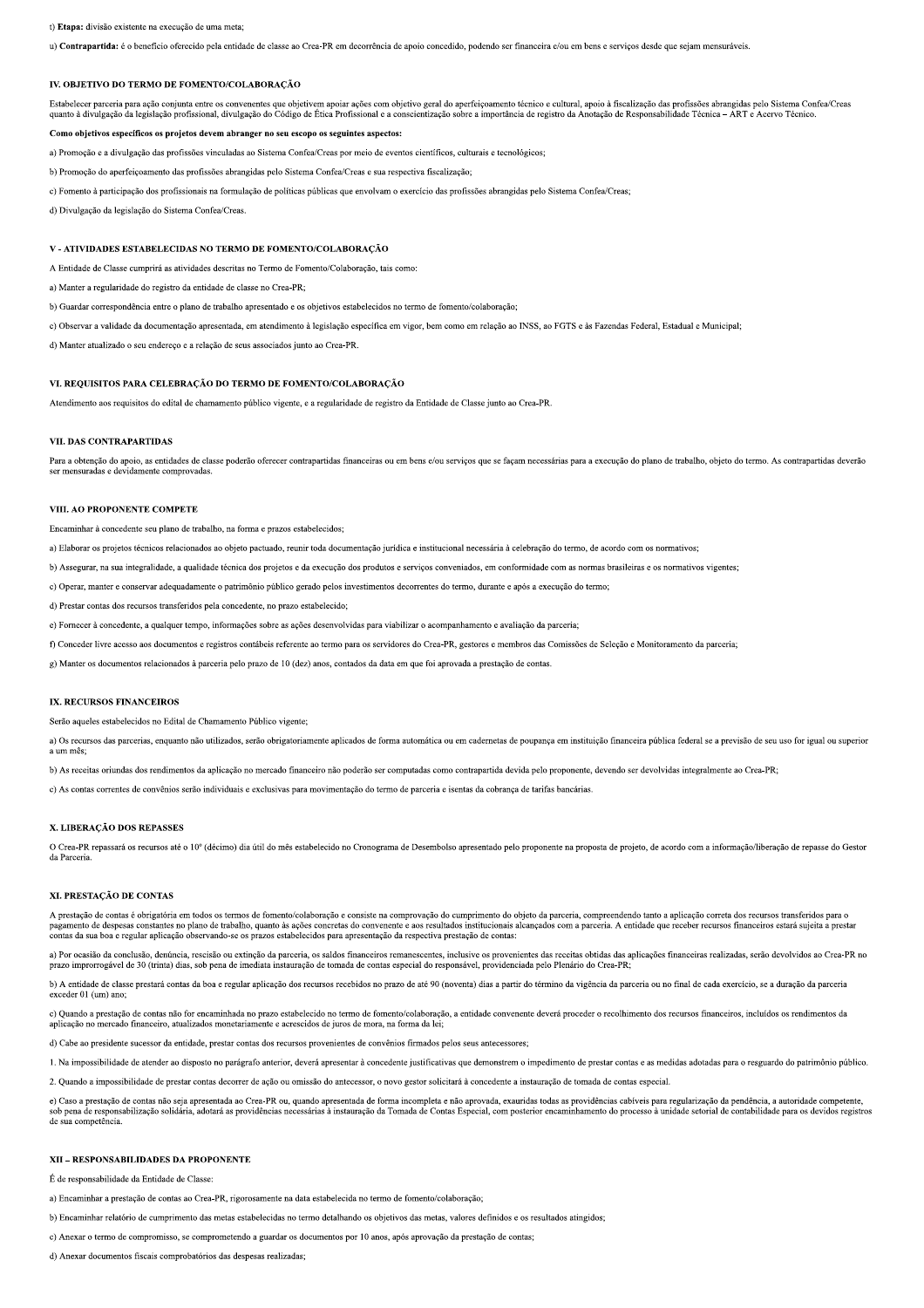t) **Etapa:** divisão existente na execução de uma meta;

u) **Contrapartida:** é o benefício oferecido pela entidade de classe ao Crea-PR em decorrência de apoio concedido, podendo ser financeira e/ou em bens e serviços desde que sejam mensuráveis.

### IV. OBJETIVO DO TERMO DE FOMENTO/COLABORAÇÃO

Estabelecer parceria para ação conjunta entre os convenentes que objetivem apoiar ações com objetivo geral do aperfeiçoamento técnico e cultural, apoio à fiscalização das profissões abrangidas pelo Sistema Confea/Creas quanto à divulgação da legislação profissional, divulgação do Código de Ética Profissional e a conscientização sobre a importância de registro da Anotação de Responsabilidade Técnica – ART e Acervo Técnico.

**Como objetivos específicos os projetos devem abranger no seu escopo os seguintes aspectos:**

a) Promoção e a divulgação das profissões vinculadas ao Sistema Confea/Creas por meio de eventos científicos, culturais e tecnológicos;

b) Promoção do aperfeiçoamento das profissões abrangidas pelo Sistema Confea/Creas e sua respectiva fiscalização;

c) Fomento à participação dos profissionais na formulação de políticas públicas que envolvam o exercício das profissões abrangidas pelo Sistema Confea/Creas;

d) Divulgação da legislação do Sistema Confea/Creas.

### V - ATIVIDADES ESTABELECIDAS NO TERMO DE FOMENTO/COLABORAÇÃO

A Entidade de Classe cumprirá as atividades descritas no Termo de Fomento/Colaboração, tais como:

a) Manter a regularidade do registro da entidade de classe no Crea-PR;

b) Guardar correspondência entre o plano de trabalho apresentado e os objetivos estabelecidos no termo de fomento/colaboração;

c) Observar a validade da documentação apresentada, em atendimento à legislação específica em vigor, bem como em relação ao INSS, ao FGTS e às Fazendas Federal, Estadual e Municipal;

d) Manter atualizado o seu endereço e a relação de seus associados junto ao Crea-PR.

### VI. REQUISITOS PARA CELEBRAÇÃO DO TERMO DE FOMENTO/COLABORAÇÃO

Atendimento aos requisitos do edital de chamamento público vigente, e a regularidade de registro da Entidade de Classe junto ao Crea-PR.

### VII. DAS CONTRAPARTIDAS

Para a obtenção do apoio, as entidades de classe poderão oferecer contrapartidas financeiras ou em bens e/ou serviços que se façam necessárias para a execução do plano de trabalho, objeto do termo. As contrapartidas deverão ser mensuradas e devidamente comprovadas.

### VIII. AO PROPONENTE COMPETE

Encaminhar à concedente seu plano de trabalho, na forma e prazos estabelecidos;

a) Elaborar os projetos técnicos relacionados ao objeto pactuado, reunir toda documentação jurídica e institucional necessária à celebração do termo, de acordo com os normativos;

b) Assegurar, na sua integralidade, a qualidade técnica dos projetos e da execução dos produtos e serviços conveniados, em conformidade com as normas brasileiras e os normativos vigentes;

c) Operar, manter e conservar adequadamente o patrimônio público gerado pelos investimentos decorrentes do termo, durante e após a execução do termo;

d) Prestar contas dos recursos transferidos pela concedente, no prazo estabelecido;

e) Fornecer à concedente, a qualquer tempo, informações sobre as ações desenvolvidas para viabilizar o acompanhamento e avaliação da parceria;

f) Conceder livre acesso aos documentos e registros contábeis referente ao termo para os servidores do Crea-PR, gestores e membros das Comissões de Seleção e Monitoramento da parceria;

g) Manter os documentos relacionados à parceria pelo prazo de 10 (dez) anos, contados da data em que foi aprovada a prestação de contas.

### IX. RECURSOS FINANCEIROS

Serão aqueles estabelecidos no Edital de Chamamento Público vigente;

a) Os recursos das parcerias, enquanto não utilizados, serão obrigatoriamente aplicados de forma automática ou em cadernetas de poupança em instituição financeira pública federal se a previsão de seu uso for igual ou superior a um mês;

b) As receitas oriundas dos rendimentos da aplicação no mercado financeiro não poderão ser computadas como contrapartida devida pelo proponente, devendo ser devolvidas integralmente ao Crea-PR;

c) As contas correntes de convênios serão individuais e exclusivas para movimentação do termo de parceria e isentas da cobrança de tarifas bancárias.

### X. LIBERAÇÃO DOS REPASSES

O Crea-PR repassará os recursos até o 10º (décimo) dia útil do mês estabelecido no Cronograma de Desembolso apresentado pelo proponente na proposta de projeto, de acordo com a informação/liberação de repasse do Gestor da Parceria.

### XI. PRESTAÇÃO DE CONTAS

A prestação de contas é obrigatória em todos os termos de fomento/colaboração e consiste na comprovação do cumprimento do objeto da parceria, compreendendo tanto a aplicação correta dos recursos transferidos para o pagamento de despesas constantes no plano de trabalho, quanto às ações concretas do convenente e aos resultados institucionais alcançados com a parceria. A entidade que receber recursos financeiros estará sujeita a prestar contas da sua boa e regular aplicação observando-se os prazos estabelecidos para apresentação da respectiva prestação de contas:

a) Por ocasião da conclusão, denúncia, rescisão ou extinção da parceria, os saldos financeiros remanescentes, inclusive os provenientes das receitas obtidas das aplicações financeiras realizadas, serão devolvidos ao Crea-PR no prazo improrrogável de 30 (trinta) dias, sob pena de imediata instauração de tomada de contas especial do responsável, providenciada pelo Plenário do Crea-PR;

b) A entidade de classe prestará contas da boa e regular aplicação dos recursos recebidos no prazo de até 90 (noventa) dias a partir do término da vigência da parceria ou no final de cada exercício, se a duração da parceria exceder 01 (um) ano;

c) Quando a prestação de contas não for encaminhada no prazo estabelecido no termo de fomento/colaboração, a entidade convenente deverá proceder o recolhimento dos recursos financeiros, incluídos os rendimentos da aplicação no mercado financeiro, atualizados monetariamente e acrescidos de juros de mora, na forma da lei;

d) Cabe ao presidente sucessor da entidade, prestar contas dos recursos provenientes de convênios firmados pelos seus antecessores;

1. Na impossibilidade de atender ao disposto no parágrafo anterior, deverá apresentar à concedente justificativas que demonstrem o impedimento de prestar contas e as medidas adotadas para o resguardo do patrimônio público.

2. Quando a impossibilidade de prestar contas decorrer de ação ou omissão do antecessor, o novo gestor solicitará à concedente a instauração de tomada de contas especial.

e) Caso a prestação de contas não seja apresentada ao Crea-PR ou, quando apresentada de forma incompleta e não aprovada, exauridas todas as providências cabíveis para regularização da pendência, a autoridade competente, sob pena de responsabilização solidária, adotará as providências necessárias à instauração da Tomada de Contas Especial, com posterior encaminhamento do processo à unidade setorial de contabilidade para os devidos registros de sua competência.

### XII – RESPONSABILIDADES DA PROPONENTE

É de responsabilidade da Entidade de Classe:

a) Encaminhar a prestação de contas ao Crea-PR, rigorosamente na data estabelecida no termo de fomento/colaboração;

b) Encaminhar relatório de cumprimento das metas estabelecidas no termo detalhando os objetivos das metas, valores definidos e os resultados atingidos;

c) Anexar o termo de compromisso, se comprometendo a guardar os documentos por 10 anos, após aprovação da prestação de contas;

d) Anexar documentos fiscais comprobatórios das despesas realizadas;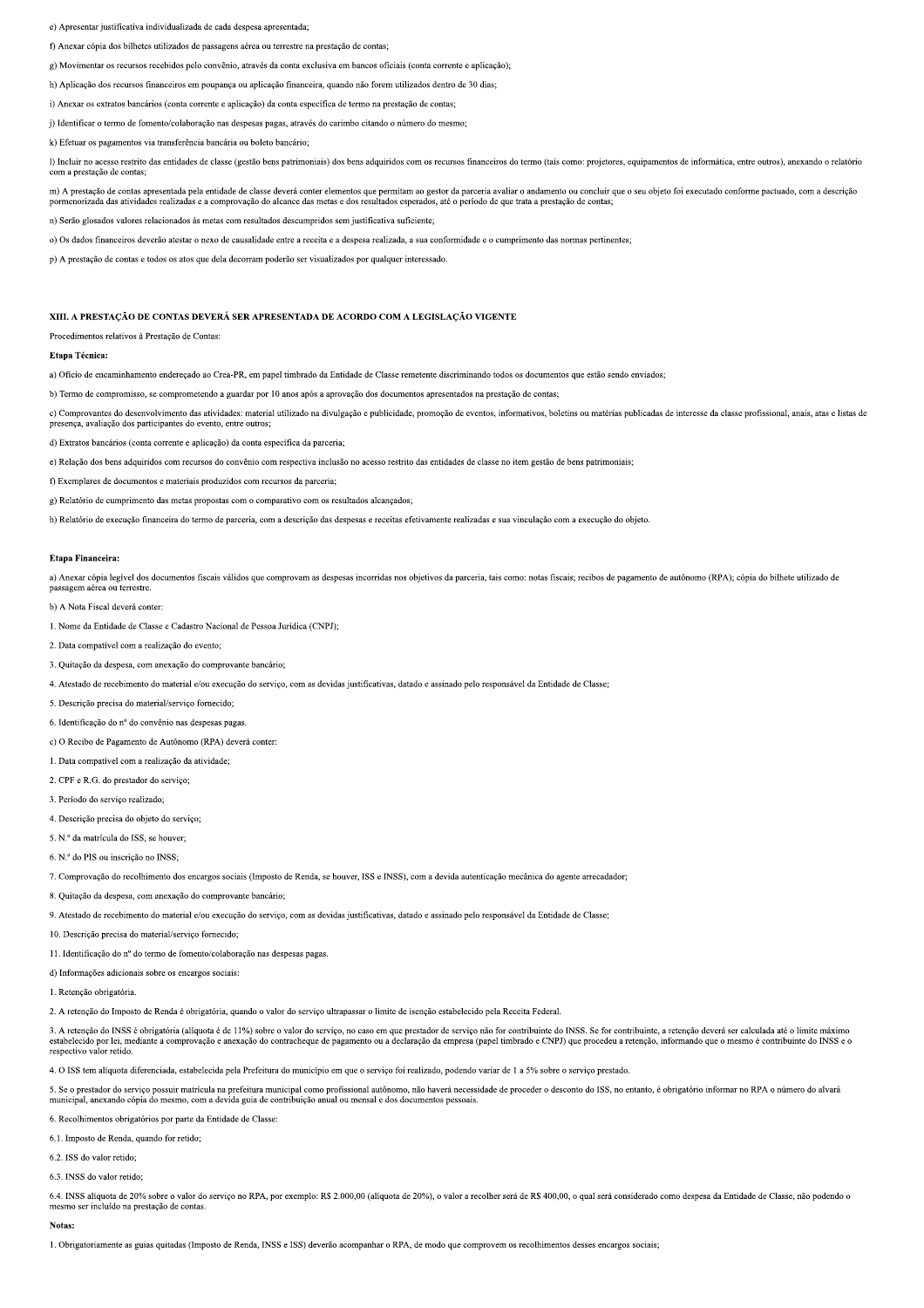e) Apresentar justificativa individualizada de cada despesa apresentada;

f) Anexar cópia dos bilhetes utilizados de passagens aérea ou terrestre na prestação de contas;

g) Movimentar os recursos recebidos pelo convênio, através da conta exclusiva em bancos oficiais (conta corrente e aplicação);

h) Aplicação dos recursos financeiros em poupança ou aplicação financeira, quando não forem utilizados dentro de 30 dias;

i) Anexar os extratos bancários (conta corrente e aplicação) da conta específica de termo na prestação de contas;

j) Identificar o termo de fomento/colaboração nas despesas pagas, através do carimbo citando o número do mesmo;

k) Efetuar os pagamentos via transferência bancária ou boleto bancário;

l) Incluir no acesso restrito das entidades de classe (gestão bens patrimoniais) dos bens adquiridos com os recursos financeiros do termo (tais como: projetores, equipamentos de informática, entre outros), anexando o relatório com a prestação de contas;

m) A prestação de contas apresentada pela entidade de classe deverá conter elementos que permitam ao gestor da parceria avaliar o andamento ou concluir que o seu objeto foi executado conforme pactuado, com a descrição pormenorizada das atividades realizadas e a comprovação do alcance das metas e dos resultados esperados, até o período de que trata a prestação de contas;

n) Serão glosados valores relacionados às metas com resultados descumpridos sem justificativa suficiente;

o) Os dados financeiros deverão atestar o nexo de causalidade entre a receita e a despesa realizada, a sua conformidade e o cumprimento das normas pertinentes;

p) A prestação de contas e todos os atos que dela decorram poderão ser visualizados por qualquer interessado.

## XIII. A PRESTAÇÃO DE CONTAS DEVERÁ SER APRESENTADA DE ACORDO COM A LEGISLAÇÃO VIGENTE

Procedimentos relativos à Prestação de Contas:

**Etapa Técnica:**

a) Ofício de encaminhamento endereçado ao Crea-PR, em papel timbrado da Entidade de Classe remetente discriminando todos os documentos que estão sendo enviados;

b) Termo de compromisso, se comprometendo a guardar por 10 anos após a aprovação dos documentos apresentados na prestação de contas;

c) Comprovantes do desenvolvimento das atividades: material utilizado na divulgação e publicidade, promoção de eventos, informativos, boletins ou matérias publicadas de interesse da classe profissional, anais, atas e listas de presença, avaliação dos participantes do evento, entre outros;

d) Extratos bancários (conta corrente e aplicação) da conta específica da parceria;

e) Relação dos bens adquiridos com recursos do convênio com respectiva inclusão no acesso restrito das entidades de classe no item gestão de bens patrimoniais;

f) Exemplares de documentos e materiais produzidos com recursos da parceria;

g) Relatório de cumprimento das metas propostas com o comparativo com os resultados alcançados;

h) Relatório de execução financeira do termo de parceria, com a descrição das despesas e receitas efetivamente realizadas e sua vinculação com a execução do objeto.

**Etapa Financeira:**

a) Anexar cópia legível dos documentos fiscais válidos que comprovam as despesas incorridas nos objetivos da parceria, tais como: notas fiscais; recibos de pagamento de autônomo (RPA); cópia do bilhete utilizado de passagem aérea ou terrestre.

b) A Nota Fiscal deverá conter:

1. Nome da Entidade de Classe e Cadastro Nacional de Pessoa Jurídica (CNPJ);
2. Data compatível com a realização do evento;
3. Quitação da despesa, com anexação do comprovante bancário;
4. Atestado de recebimento do material e/ou execução do serviço, com as devidas justificativas, datado e assinado pelo responsável da Entidade de Classe;
5. Descrição precisa do material/serviço fornecido;
6. Identificação do nº do convênio nas despesas pagas.

c) O Recibo de Pagamento de Autônomo (RPA) deverá conter:

1. Data compatível com a realização da atividade;
2. CPF e R.G. do prestador do serviço;
3. Período do serviço realizado;
4. Descrição precisa do objeto do serviço;
5. N.º da matrícula do ISS, se houver;
6. N.º do PIS ou inscrição no INSS;
7. Comprovação do recolhimento dos encargos sociais (Imposto de Renda, se houver, ISS e INSS), com a devida autenticação mecânica do agente arrecadador;
8. Quitação da despesa, com anexação do comprovante bancário;
9. Atestado de recebimento do material e/ou execução do serviço, com as devidas justificativas, datado e assinado pelo responsável da Entidade de Classe;
10. Descrição precisa do material/serviço fornecido;
11. Identificação do nº do termo de fomento/colaboração nas despesas pagas.

d) Informações adicionais sobre os encargos sociais:

1. Retenção obrigatória.
2. A retenção do Imposto de Renda é obrigatória, quando o valor do serviço ultrapassar o limite de isenção estabelecido pela Receita Federal.
3. A retenção do INSS é obrigatória (alíquota é de 11%) sobre o valor do serviço, no caso em que prestador de serviço não for contribuinte do INSS. Se for contribuinte, a retenção deverá ser calculada até o limite máximo estabelecido por lei, mediante a comprovação e anexação do contracheque de pagamento ou a declaração da empresa (papel timbrado e CNPJ) que procedeu a retenção, informando que o mesmo é contribuinte do INSS e o respectivo valor retido.
4. O ISS tem alíquota diferenciada, estabelecida pela Prefeitura do município em que o serviço foi realizado, podendo variar de 1 a 5% sobre o serviço prestado.
5. Se o prestador do serviço possuir matrícula na prefeitura municipal como profissional autônomo, não haverá necessidade de proceder o desconto do ISS, no entanto, é obrigatório informar no RPA o número do alvará municipal, anexando cópia do mesmo, com a devida guia de contribuição anual ou mensal e dos documentos pessoais.
6. Recolhimentos obrigatórios por parte da Entidade de Classe:

6.1. Imposto de Renda, quando for retido;

6.2. ISS do valor retido;

6.3. INSS do valor retido;

6.4. INSS alíquota de 20% sobre o valor do serviço no RPA, por exemplo: R$ 2.000,00 (alíquota de 20%), o valor a recolher será de R$ 400,00, o qual será considerado como despesa da Entidade de Classe, não podendo o mesmo ser incluído na prestação de contas.

**Notas:**

1. Obrigatoriamente as guias quitadas (Imposto de Renda, INSS e ISS) deverão acompanhar o RPA, de modo que comprovem os recolhimentos desses encargos sociais;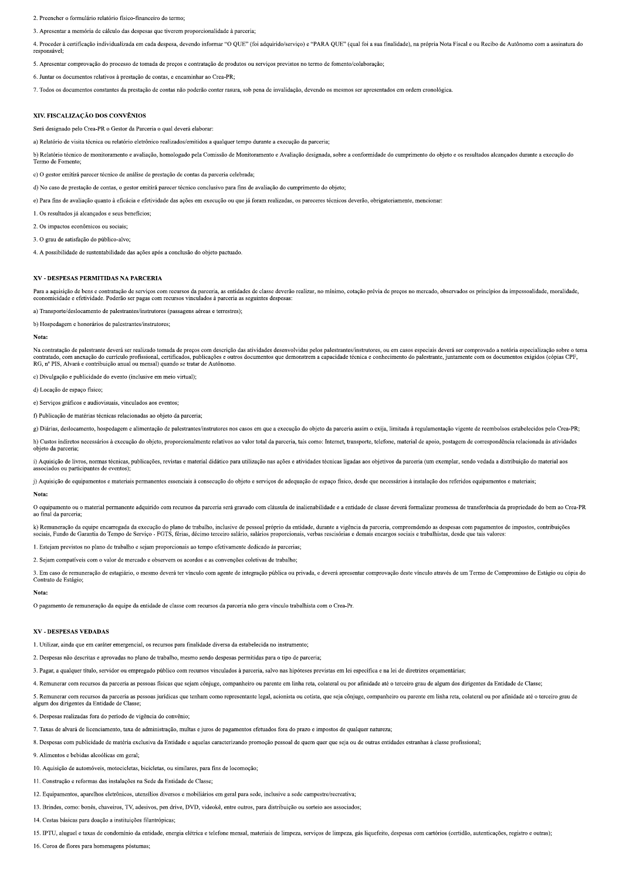2. Preencher o formulário relatório físico-financeiro do termo;

3. Apresentar a memória de cálculo das despesas que tiverem proporcionalidade à parceria;

4. Proceder à certificação individualizada em cada despesa, devendo informar "O QUE" (foi adquirido/serviço) e "PARA QUE" (qual foi a sua finalidade), na própria Nota Fiscal e ou Recibo de Autônomo com a assinatura do responsável;

5. Apresentar comprovação do processo de tomada de preços e contratação de produtos ou serviços previstos no termo de fomento/colaboração;

6. Juntar os documentos relativos à prestação de contas, e encaminhar ao Crea-PR;

7. Todos os documentos constantes da prestação de contas não poderão conter rasura, sob pena de invalidação, devendo os mesmos ser apresentados em ordem cronológica.

## XIV. FISCALIZAÇÃO DOS CONVÊNIOS

Será designado pelo Crea-PR o Gestor da Parceria o qual deverá elaborar:

a) Relatório de visita técnica ou relatório eletrônico realizados/emitidos a qualquer tempo durante a execução da parceria;

b) Relatório técnico de monitoramento e avaliação, homologado pela Comissão de Monitoramento e Avaliação designada, sobre a conformidade do cumprimento do objeto e os resultados alcançados durante a execução do Termo de Fomento;

c) O gestor emitirá parecer técnico de análise de prestação de contas da parceria celebrada;

d) No caso de prestação de contas, o gestor emitirá parecer técnico conclusivo para fins de avaliação do cumprimento do objeto;

e) Para fins de avaliação quanto à eficácia e efetividade das ações em execução ou que já foram realizadas, os pareceres técnicos deverão, obrigatoriamente, mencionar:

1. Os resultados já alcançados e seus benefícios;

2. Os impactos econômicos ou sociais;

3. O grau de satisfação do público-alvo;

4. A possibilidade de sustentabilidade das ações após a conclusão do objeto pactuado.

## XV - DESPESAS PERMITIDAS NA PARCERIA

Para a aquisição de bens e contratação de serviços com recursos da parceria, as entidades de classe deverão realizar, no mínimo, cotação prévia de preços no mercado, observados os princípios da impessoalidade, moralidade, economicidade e efetividade. Poderão ser pagas com recursos vinculados à parceria as seguintes despesas:

a) Transporte/deslocamento de palestrantes/instrutores (passagens aéreas e terrestres);

b) Hospedagem e honorários de palestrantes/instrutores;

**Nota:**

Na contratação de palestrante deverá ser realizado tomada de preços com descrição das atividades desenvolvidas pelos palestrantes/instrutores, ou em casos especiais deverá ser comprovado a notória especialização sobre o tema contratado, com anexação do currículo profissional, certificados, publicações e outros documentos que demonstrem a capacidade técnica e conhecimento do palestrante, juntamente com os documentos exigidos (cópias CPF, RG, nº PIS, Alvará e contribuição anual ou mensal) quando se tratar de Autônomo.

c) Divulgação e publicidade do evento (inclusive em meio virtual);

d) Locação de espaço físico;

e) Serviços gráficos e audiovisuais, vinculados aos eventos;

f) Publicação de matérias técnicas relacionadas ao objeto da parceria;

g) Diárias, deslocamento, hospedagem e alimentação de palestrantes/instrutores nos casos em que a execução do objeto da parceria assim o exija, limitada à regulamentação vigente de reembolsos estabelecidos pelo Crea-PR;

h) Custos indiretos necessários à execução do objeto, proporcionalmente relativos ao valor total da parceria, tais como: Internet, transporte, telefone, material de apoio, postagem de correspondência relacionada às atividades objeto da parceria;

i) Aquisição de livros, normas técnicas, publicações, revistas e material didático para utilização nas ações e atividades técnicas ligadas aos objetivos da parceria (um exemplar, sendo vedada a distribuição do material aos associados ou participantes de eventos);

j) Aquisição de equipamentos e materiais permanentes essenciais à consecução do objeto e serviços de adequação de espaço físico, desde que necessários à instalação dos referidos equipamentos e materiais;

**Nota:**

O equipamento ou o material permanente adquirido com recursos da parceria será gravado com cláusula de inalienabilidade e a entidade de classe deverá formalizar promessa de transferência da propriedade do bem ao Crea-PR ao final da parceria;

k) Remuneração da equipe encarregada da execução do plano de trabalho, inclusive de pessoal próprio da entidade, durante a vigência da parceria, compreendendo as despesas com pagamentos de impostos, contribuições sociais, Fundo de Garantia do Tempo de Serviço - FGTS, férias, décimo terceiro salário, salários proporcionais, verbas rescisórias e demais encargos sociais e trabalhistas, desde que tais valores:

1. Estejam previstos no plano de trabalho e sejam proporcionais ao tempo efetivamente dedicado às parcerias;

2. Sejam compatíveis com o valor de mercado e observem os acordos e as convenções coletivas de trabalho;

3. Em caso de remuneração de estagiário, o mesmo deverá ter vínculo com agente de integração pública ou privada, e deverá apresentar comprovação deste vínculo através de um Termo de Compromisso de Estágio ou cópia do Contrato de Estágio;

**Nota:**

O pagamento de remuneração da equipe da entidade de classe com recursos da parceria não gera vínculo trabalhista com o Crea-Pr.

## XV - DESPESAS VEDADAS

1. Utilizar, ainda que em caráter emergencial, os recursos para finalidade diversa da estabelecida no instrumento;

2. Despesas não descritas e aprovadas no plano de trabalho, mesmo sendo despesas permitidas para o tipo de parceria;

3. Pagar, a qualquer título, servidor ou empregado público com recursos vinculados à parceria, salvo nas hipóteses previstas em lei específica e na lei de diretrizes orçamentárias;

4. Remunerar com recursos da parceria as pessoas físicas que sejam cônjuge, companheiro ou parente em linha reta, colateral ou por afinidade até o terceiro grau de algum dos dirigentes da Entidade de Classe;

5. Remunerar com recursos da parceria as pessoas jurídicas que tenham como representante legal, acionista ou cotista, que seja cônjuge, companheiro ou parente em linha reta, colateral ou por afinidade até o terceiro grau de algum dos dirigentes da Entidade de Classe;

6. Despesas realizadas fora do período de vigência do convênio;

7. Taxas de alvará de licenciamento, taxa de administração, multas e juros de pagamentos efetuados fora do prazo e impostos de qualquer natureza;

8. Despesas com publicidade de matéria exclusiva da Entidade e aquelas caracterizando promoção pessoal de quem quer que seja ou de outras entidades estranhas à classe profissional;

9. Alimentos e bebidas alcoólicas em geral;

10. Aquisição de automóveis, motocicletas, bicicletas, ou similares, para fins de locomoção;

11. Construção e reformas das instalações na Sede da Entidade de Classe;

12. Equipamentos, aparelhos eletrônicos, utensílios diversos e mobiliários em geral para sede, inclusive a sede campestre/recreativa;

13. Brindes, como: bonés, chaveiros, TV, adesivos, pen drive, DVD, videokê, entre outros, para distribuição ou sorteio aos associados;

14. Cestas básicas para doação a instituições filantrópicas;

15. IPTU, aluguel e taxas de condomínio da entidade, energia elétrica e telefone mensal, materiais de limpeza, serviços de limpeza, gás liquefeito, despesas com cartórios (certidão, autenticações, registro e outras);

16. Coroa de flores para homenagens póstumas;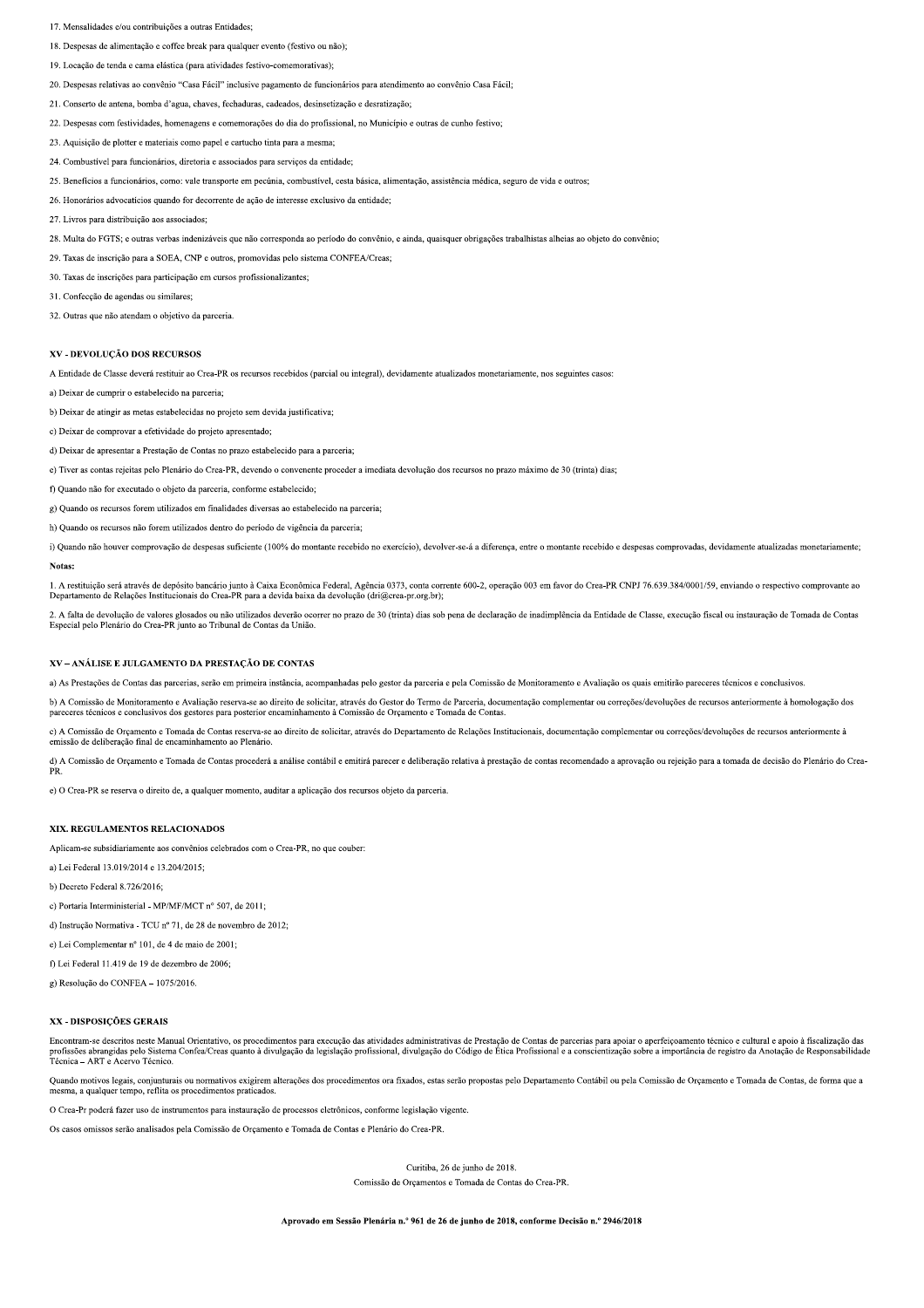17. Mensalidades e/ou contribuições a outras Entidades;

18. Despesas de alimentação e coffee break para qualquer evento (festivo ou não);

19. Locação de tenda e cama elástica (para atividades festivo-comemorativas);

20. Despesas relativas ao convênio "Casa Fácil" inclusive pagamento de funcionários para atendimento ao convênio Casa Fácil;

21. Conserto de antena, bomba d'agua, chaves, fechaduras, cadeados, desinsetização e desratização;

22. Despesas com festividades, homenagens e comemorações do dia do profissional, no Município e outras de cunho festivo;

23. Aquisição de plotter e materiais como papel e cartucho tinta para a mesma;

24. Combustível para funcionários, diretoria e associados para serviços da entidade;

25. Benefícios a funcionários, como: vale transporte em pecúnia, combustível, cesta básica, alimentação, assistência médica, seguro de vida e outros;

26. Honorários advocatícios quando for decorrente de ação de interesse exclusivo da entidade;

27. Livros para distribuição aos associados;

28. Multa do FGTS; e outras verbas indenizáveis que não corresponda ao período do convênio, e ainda, quaisquer obrigações trabalhistas alheias ao objeto do convênio;

29. Taxas de inscrição para a SOEA, CNP e outros, promovidas pelo sistema CONFEA/Creas;

30. Taxas de inscrições para participação em cursos profissionalizantes;

31. Confecção de agendas ou similares;

32. Outras que não atendam o objetivo da parceria.

## XV - DEVOLUÇÃO DOS RECURSOS

A Entidade de Classe deverá restituir ao Crea-PR os recursos recebidos (parcial ou integral), devidamente atualizados monetariamente, nos seguintes casos:

a) Deixar de cumprir o estabelecido na parceria;

b) Deixar de atingir as metas estabelecidas no projeto sem devida justificativa;

c) Deixar de comprovar a efetividade do projeto apresentado;

d) Deixar de apresentar a Prestação de Contas no prazo estabelecido para a parceria;

e) Tiver as contas rejeitas pelo Plenário do Crea-PR, devendo o convenente proceder a imediata devolução dos recursos no prazo máximo de 30 (trinta) dias;

f) Quando não for executado o objeto da parceria, conforme estabelecido;

g) Quando os recursos forem utilizados em finalidades diversas ao estabelecido na parceria;

h) Quando os recursos não forem utilizados dentro do período de vigência da parceria;

i) Quando não houver comprovação de despesas suficiente (100% do montante recebido no exercício), devolver-se-á a diferença, entre o montante recebido e despesas comprovadas, devidamente atualizadas monetariamente;

**Notas:**

1. A restituição será através de depósito bancário junto à Caixa Econômica Federal, Agência 0373, conta corrente 600-2, operação 003 em favor do Crea-PR CNPJ 76.639.384/0001/59, enviando o respectivo comprovante ao Departamento de Relações Institucionais do Crea-PR para a devida baixa da devolução (dri@crea-pr.org.br);

2. A falta de devolução de valores glosados ou não utilizados deverão ocorrer no prazo de 30 (trinta) dias sob pena de declaração de inadimplência da Entidade de Classe, execução fiscal ou instauração de Tomada de Contas Especial pelo Plenário do Crea-PR junto ao Tribunal de Contas da União.

## XV – ANÁLISE E JULGAMENTO DA PRESTAÇÃO DE CONTAS

a) As Prestações de Contas das parcerias, serão em primeira instância, acompanhadas pelo gestor da parceria e pela Comissão de Monitoramento e Avaliação os quais emitirão pareceres técnicos e conclusivos.

b) A Comissão de Monitoramento e Avaliação reserva-se ao direito de solicitar, através do Gestor do Termo de Parceria, documentação complementar ou correções/devoluções de recursos anteriormente à homologação dos pareceres técnicos e conclusivos dos gestores para posterior encaminhamento à Comissão de Orçamento e Tomada de Contas.

c) A Comissão de Orçamento e Tomada de Contas reserva-se ao direito de solicitar, através do Departamento de Relações Institucionais, documentação complementar ou correções/devoluções de recursos anteriormente à emissão de deliberação final de encaminhamento ao Plenário.

d) A Comissão de Orçamento e Tomada de Contas procederá a análise contábil e emitirá parecer e deliberação relativa à prestação de contas recomendado a aprovação ou rejeição para a tomada de decisão do Plenário do Crea-PR.

e) O Crea-PR se reserva o direito de, a qualquer momento, auditar a aplicação dos recursos objeto da parceria.

## XIX. REGULAMENTOS RELACIONADOS

Aplicam-se subsidiariamente aos convênios celebrados com o Crea-PR, no que couber:

a) Lei Federal 13.019/2014 e 13.204/2015;

b) Decreto Federal 8.726/2016;

c) Portaria Interministerial - MP/MF/MCT nº 507, de 2011;

d) Instrução Normativa - TCU nº 71, de 28 de novembro de 2012;

e) Lei Complementar nº 101, de 4 de maio de 2001;

f) Lei Federal 11.419 de 19 de dezembro de 2006;

g) Resolução do CONFEA – 1075/2016.

## XX - DISPOSIÇÕES GERAIS

Encontram-se descritos neste Manual Orientativo, os procedimentos para execução das atividades administrativas de Prestação de Contas de parcerias para apoiar o aperfeiçoamento técnico e cultural e apoio à fiscalização das profissões abrangidas pelo Sistema Confea/Creas quanto à divulgação da legislação profissional, divulgação do Código de Ética Profissional e a conscientização sobre a importância de registro da Anotação de Responsabilidade Técnica – ART e Acervo Técnico.

Quando motivos legais, conjunturais ou normativos exigirem alterações dos procedimentos ora fixados, estas serão propostas pelo Departamento Contábil ou pela Comissão de Orçamento e Tomada de Contas, de forma que a mesma, a qualquer tempo, reflita os procedimentos praticados.

O Crea-Pr poderá fazer uso de instrumentos para instauração de processos eletrônicos, conforme legislação vigente.

Os casos omissos serão analisados pela Comissão de Orçamento e Tomada de Contas e Plenário do Crea-PR.

Curitiba, 26 de junho de 2018.

Comissão de Orçamentos e Tomada de Contas do Crea-PR.

**Aprovado em Sessão Plenária n.º 961 de 26 de junho de 2018, conforme Decisão n.º 2946/2018**